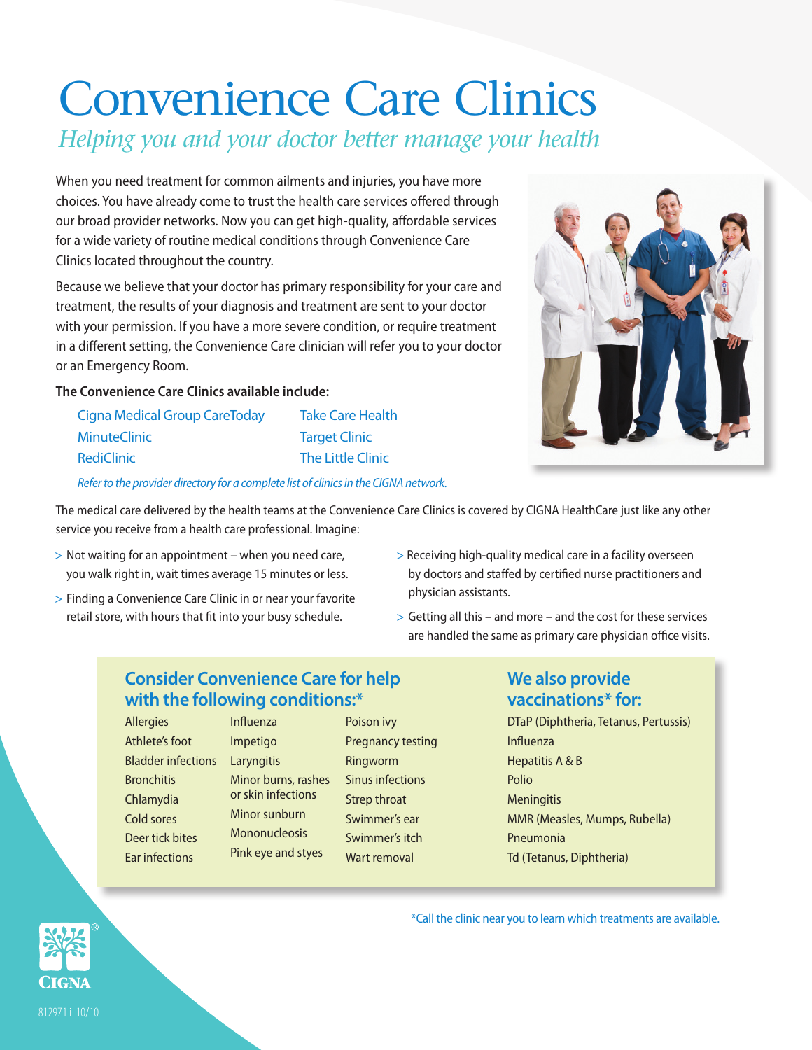# Convenience Care Clinics

*Helping you and your doctor better manage your health*

When you need treatment for common ailments and injuries, you have more choices. You have already come to trust the health care services offered through our broad provider networks. Now you can get high-quality, affordable services for a wide variety of routine medical conditions through Convenience Care Clinics located throughout the country.

Because we believe that your doctor has primary responsibility for your care and treatment, the results of your diagnosis and treatment are sent to your doctor with your permission. If you have a more severe condition, or require treatment in a different setting, the Convenience Care clinician will refer you to your doctor or an Emergency Room.

**The Convenience Care Clinics available include:**

- Cigna Medical Group CareToday
- MinuteClinic
- RediClinic
- Take Care Health
- Target Clinic
- The Little Clinic

*Refer to the provider directory for a complete list of clinics in the CIGNA network.*

The medical care delivered by the health teams at the Convenience Care Clinics is covered by CIGNA HealthCare just like any other service you receive from a health care professional. Imagine:

> Not waiting for an appointment – when you need care, you walk right in, wait times average 15 minutes or less.

> Finding a Convenience Care Clinic in or near your favorite retail store, with hours that fit into your busy schedule.

> Receiving high-quality medical care in a facility overseen by doctors and staffed by certified nurse practitioners and physician assistants.

> Getting all this – and more – and the cost for these services are handled the same as primary care physician office visits.

## Consider Convenience Care for help with the following conditions:*

- Allergies
- Athlete's foot
- Bladder infections
- Bronchitis
- Chlamydia
- Cold sores
- Deer tick bites
- Ear infections
- Influenza
- Impetigo
- Laryngitis
- Minor burns, rashes or skin infections
- Minor sunburn
- Mononucleosis
- Pink eye and styes
- Poison ivy
- Pregnancy testing
- Ringworm
- Sinus infections
- Strep throat
- Swimmer's ear
- Swimmer's itch
- Wart removal

## We also provide vaccinations* for:

- DTaP (Diphtheria, Tetanus, Pertussis)
- Influenza
- Hepatitis A & B
- Polio
- Meningitis
- MMR (Measles, Mumps, Rubella)
- Pneumonia
- Td (Tetanus, Diphtheria)

*Call the clinic near you to learn which treatments are available.

CIGNA

812971 i 10/10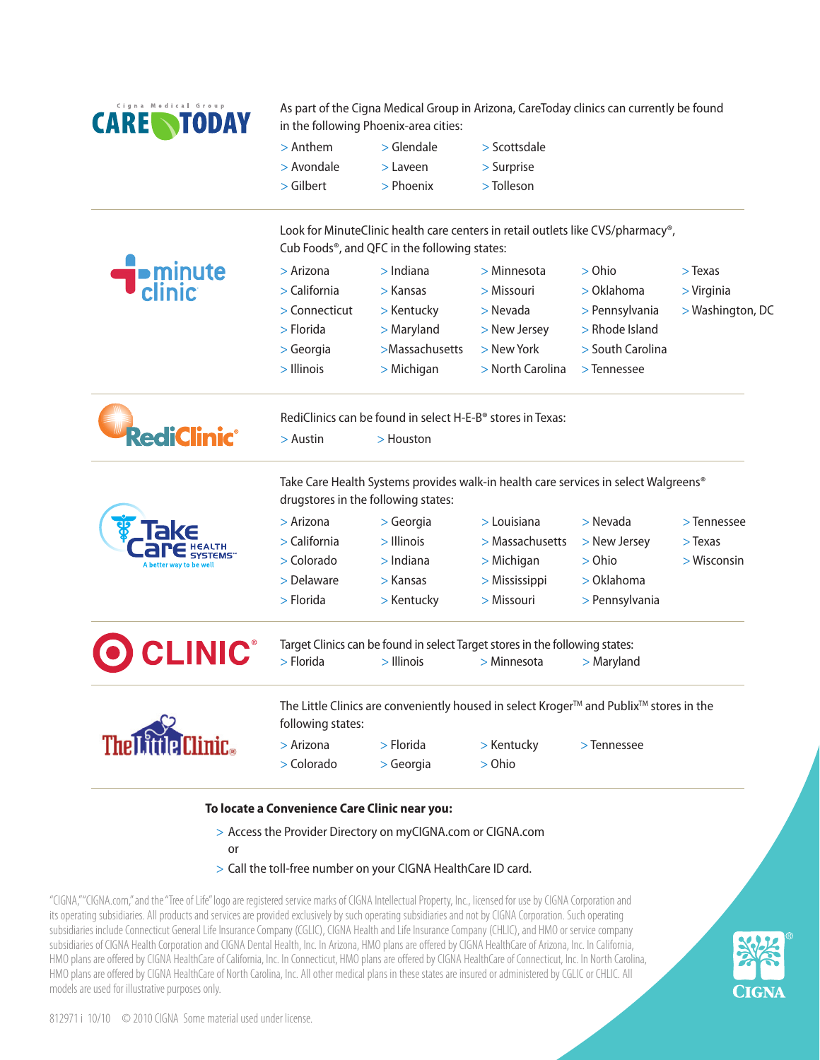Cigna Medical Group CARE TODAY

As part of the Cigna Medical Group in Arizona, CareToday clinics can currently be found in the following Phoenix-area cities:

- Anthem
- Avondale
- Gilbert
- Glendale
- Laveen
- Phoenix
- Scottsdale
- Surprise
- Tolleson

---

minute clinic

Look for MinuteClinic health care centers in retail outlets like CVS/pharmacy®, Cub Foods®, and QFC in the following states:

- Arizona
- California
- Connecticut
- Florida
- Georgia
- Illinois
- Indiana
- Kansas
- Kentucky
- Maryland
- Massachusetts
- Michigan
- Minnesota
- Missouri
- Nevada
- New Jersey
- New York
- North Carolina
- Ohio
- Oklahoma
- Pennsylvania
- Rhode Island
- South Carolina
- Tennessee
- Texas
- Virginia
- Washington, DC

---

RediClinic®

RediClinics can be found in select H-E-B® stores in Texas:

- Austin
- Houston

---

Take Care Health Systems™ — A better way to be well

Take Care Health Systems provides walk-in health care services in select Walgreens® drugstores in the following states:

- Arizona
- California
- Colorado
- Delaware
- Florida
- Georgia
- Illinois
- Indiana
- Kansas
- Kentucky
- Louisiana
- Massachusetts
- Michigan
- Mississippi
- Missouri
- Nevada
- New Jersey
- Ohio
- Oklahoma
- Pennsylvania
- Tennessee
- Texas
- Wisconsin

---

CLINIC®

Target Clinics can be found in select Target stores in the following states:

- Florida
- Illinois
- Minnesota
- Maryland

---

The Little Clinic®

The Little Clinics are conveniently housed in select Kroger™ and Publix™ stores in the following states:

- Arizona
- Colorado
- Florida
- Georgia
- Kentucky
- Ohio
- Tennessee

---

**To locate a Convenience Care Clinic near you:**

- Access the Provider Directory on myCIGNA.com or CIGNA.com

  or

- Call the toll-free number on your CIGNA HealthCare ID card.

"CIGNA," "CIGNA.com," and the "Tree of Life" logo are registered service marks of CIGNA Intellectual Property, Inc., licensed for use by CIGNA Corporation and its operating subsidiaries. All products and services are provided exclusively by such operating subsidiaries and not by CIGNA Corporation. Such operating subsidiaries include Connecticut General Life Insurance Company (CGLIC), CIGNA Health and Life Insurance Company (CHLIC), and HMO or service company subsidiaries of CIGNA Health Corporation and CIGNA Dental Health, Inc. In Arizona, HMO plans are offered by CIGNA HealthCare of Arizona, Inc. In California, HMO plans are offered by CIGNA HealthCare of California, Inc. In Connecticut, HMO plans are offered by CIGNA HealthCare of Connecticut, Inc. In North Carolina, HMO plans are offered by CIGNA HealthCare of North Carolina, Inc. All other medical plans in these states are insured or administered by CGLIC or CHLIC. All models are used for illustrative purposes only.

812971 i 10/10 © 2010 CIGNA Some material used under license.

CIGNA®